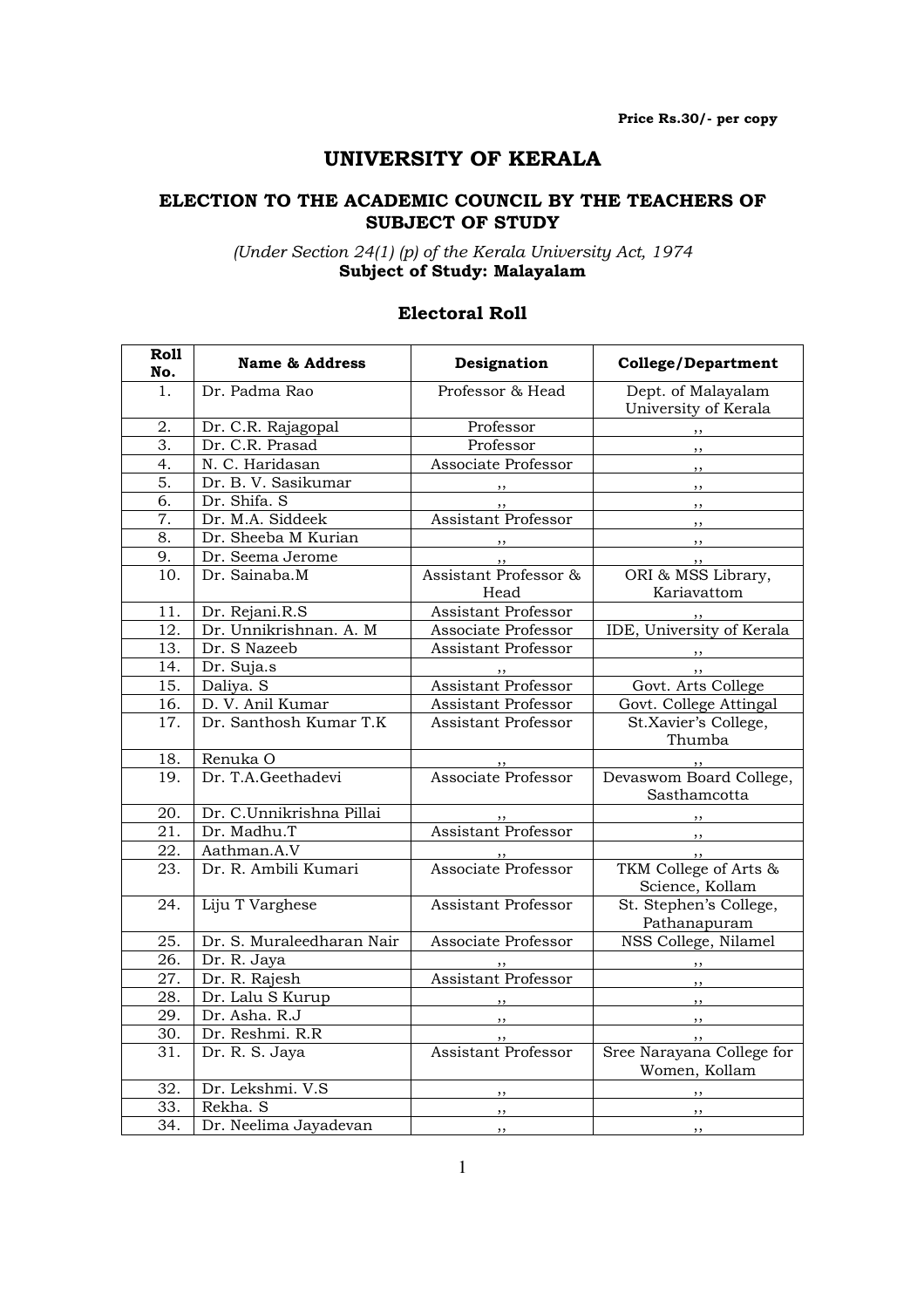**Price Rs.30/- per copy**

# UNIVERSITY OF KERALA

## ELECTION TO THE ACADEMIC COUNCIL BY THE TEACHERS OF SUBJECT OF STUDY

*(Under Section 24(1) (p) of the Kerala University Act, 1974*
**Subject of Study: Malayalam**

### Electoral Roll

| Roll No. | Name & Address | Designation | College/Department |
|---|---|---|---|
| 1. | Dr. Padma Rao | Professor & Head | Dept. of Malayalam University of Kerala |
| 2. | Dr. C.R. Rajagopal | Professor | ,, |
| 3. | Dr. C.R. Prasad | Professor | ,, |
| 4. | N. C. Haridasan | Associate Professor | ,, |
| 5. | Dr. B. V. Sasikumar | ,, | ,, |
| 6. | Dr. Shifa. S | ,, | ,, |
| 7. | Dr. M.A. Siddeek | Assistant Professor | ,, |
| 8. | Dr. Sheeba M Kurian | ,, | ,, |
| 9. | Dr. Seema Jerome | ,, | ,, |
| 10. | Dr. Sainaba.M | Assistant Professor & Head | ORI & MSS Library, Kariavattom |
| 11. | Dr. Rejani.R.S | Assistant Professor | ,, |
| 12. | Dr. Unnikrishnan. A. M | Associate Professor | IDE, University of Kerala |
| 13. | Dr. S Nazeeb | Assistant Professor | ,, |
| 14. | Dr. Suja.s | ,, | ,, |
| 15. | Daliya. S | Assistant Professor | Govt. Arts College |
| 16. | D. V. Anil Kumar | Assistant Professor | Govt. College Attingal |
| 17. | Dr. Santhosh Kumar T.K | Assistant Professor | St.Xavier's College, Thumba |
| 18. | Renuka O | ,, | ,, |
| 19. | Dr. T.A.Geethadevi | Associate Professor | Devaswom Board College, Sasthamcotta |
| 20. | Dr. C.Unnikrishna Pillai | ,, | ,, |
| 21. | Dr. Madhu.T | Assistant Professor | ,, |
| 22. | Aathman.A.V | ,, | ,, |
| 23. | Dr. R. Ambili Kumari | Associate Professor | TKM College of Arts & Science, Kollam |
| 24. | Liju T Varghese | Assistant Professor | St. Stephen's College, Pathanapuram |
| 25. | Dr. S. Muraleedharan Nair | Associate Professor | NSS College, Nilamel |
| 26. | Dr. R. Jaya | ,, | ,, |
| 27. | Dr. R. Rajesh | Assistant Professor | ,, |
| 28. | Dr. Lalu S Kurup | ,, | ,, |
| 29. | Dr. Asha. R.J | ,, | ,, |
| 30. | Dr. Reshmi. R.R | ,, | ,, |
| 31. | Dr. R. S. Jaya | Assistant Professor | Sree Narayana College for Women, Kollam |
| 32. | Dr. Lekshmi. V.S | ,, | ,, |
| 33. | Rekha. S | ,, | ,, |
| 34. | Dr. Neelima Jayadevan | ,, | ,, |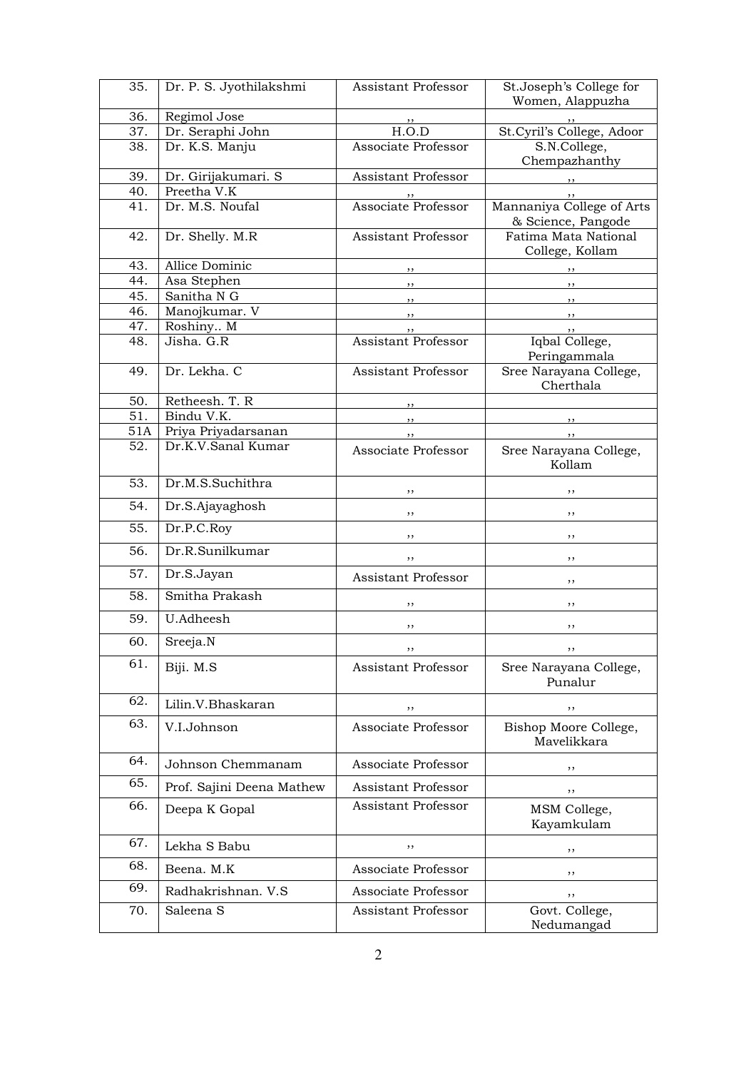| 35. | Dr. P. S. Jyothilakshmi | Assistant Professor | St.Joseph's College for Women, Alappuzha |
|---|---|---|---|
| 36. | Regimol Jose | ,, | ,, |
| 37. | Dr. Seraphi John | H.O.D | St.Cyril's College, Adoor |
| 38. | Dr. K.S. Manju | Associate Professor | S.N.College, Chempazhanthy |
| 39. | Dr. Girijakumari. S | Assistant Professor | ,, |
| 40. | Preetha V.K | ,, | ,, |
| 41. | Dr. M.S. Noufal | Associate Professor | Mannaniya College of Arts & Science, Pangode |
| 42. | Dr. Shelly. M.R | Assistant Professor | Fatima Mata National College, Kollam |
| 43. | Allice Dominic | ,, | ,, |
| 44. | Asa Stephen | ,, | ,, |
| 45. | Sanitha N G | ,, | ,, |
| 46. | Manojkumar. V | ,, | ,, |
| 47. | Roshiny.. M | ,, | ,, |
| 48. | Jisha. G.R | Assistant Professor | Iqbal College, Peringammala |
| 49. | Dr. Lekha. C | Assistant Professor | Sree Narayana College, Cherthala |
| 50. | Retheesh. T. R | ,, | |
| 51. | Bindu V.K. | ,, | ,, |
| 51A | Priya Priyadarsanan | ,, | ,, |
| 52. | Dr.K.V.Sanal Kumar | Associate Professor | Sree Narayana College, Kollam |
| 53. | Dr.M.S.Suchithra | ,, | ,, |
| 54. | Dr.S.Ajayaghosh | ,, | ,, |
| 55. | Dr.P.C.Roy | ,, | ,, |
| 56. | Dr.R.Sunilkumar | ,, | ,, |
| 57. | Dr.S.Jayan | Assistant Professor | ,, |
| 58. | Smitha Prakash | ,, | ,, |
| 59. | U.Adheesh | ,, | ,, |
| 60. | Sreeja.N | ,, | ,, |
| 61. | Biji. M.S | Assistant Professor | Sree Narayana College, Punalur |
| 62. | Lilin.V.Bhaskaran | ,, | ,, |
| 63. | V.I.Johnson | Associate Professor | Bishop Moore College, Mavelikkara |
| 64. | Johnson Chemmanam | Associate Professor | ,, |
| 65. | Prof. Sajini Deena Mathew | Assistant Professor | ,, |
| 66. | Deepa K Gopal | Assistant Professor | MSM College, Kayamkulam |
| 67. | Lekha S Babu | ,, | ,, |
| 68. | Beena. M.K | Associate Professor | ,, |
| 69. | Radhakrishnan. V.S | Associate Professor | ,, |
| 70. | Saleena S | Assistant Professor | Govt. College, Nedumangad |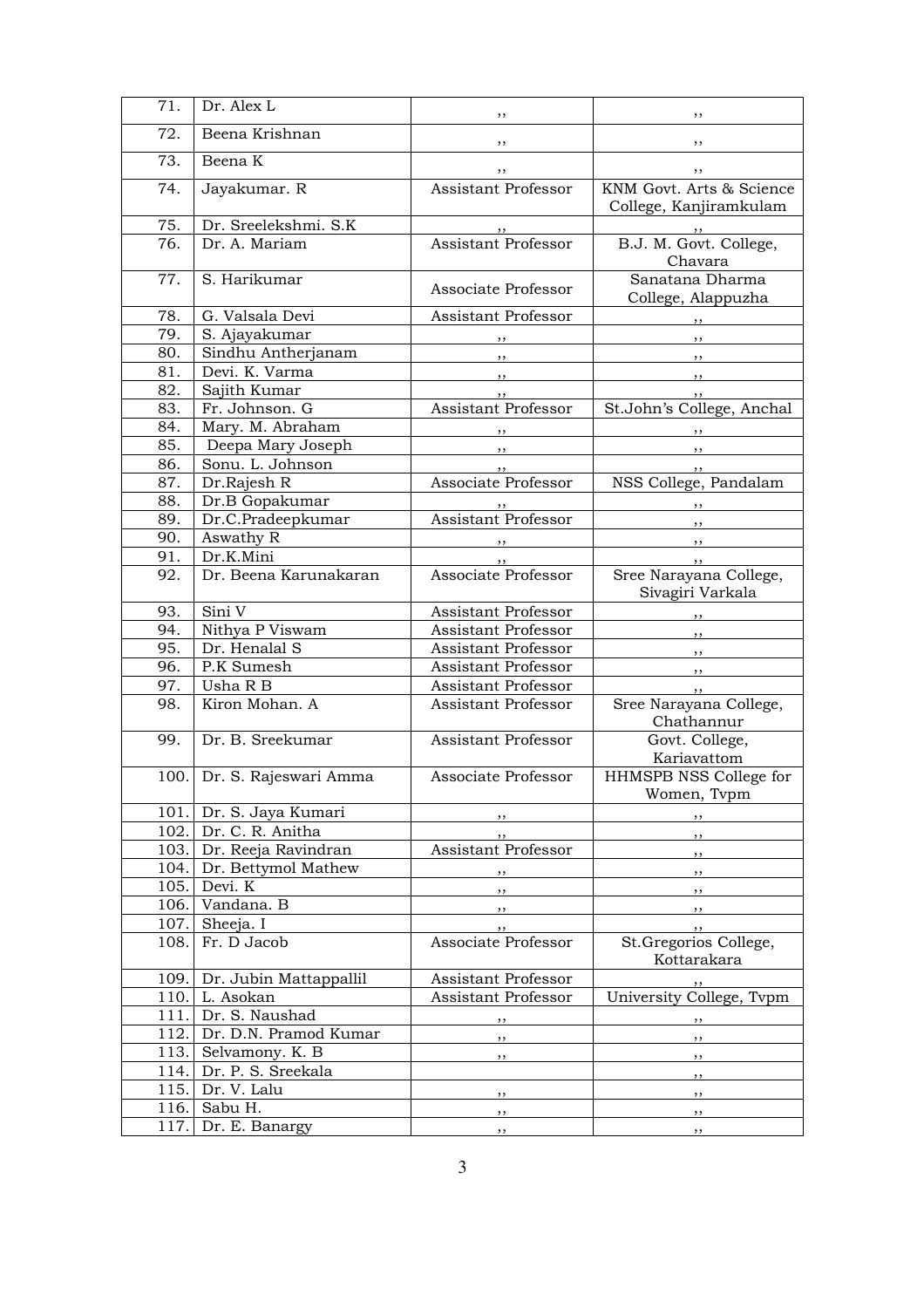| 71. | Dr. Alex L | ,, | ,, |
|---|---|---|---|
| 72. | Beena Krishnan | ,, | ,, |
| 73. | Beena K | ,, | ,, |
| 74. | Jayakumar. R | Assistant Professor | KNM Govt. Arts & Science College, Kanjiramkulam |
| 75. | Dr. Sreelekshmi. S.K | ,, | ,, |
| 76. | Dr. A. Mariam | Assistant Professor | B.J. M. Govt. College, Chavara |
| 77. | S. Harikumar | Associate Professor | Sanatana Dharma College, Alappuzha |
| 78. | G. Valsala Devi | Assistant Professor | ,, |
| 79. | S. Ajayakumar | ,, | ,, |
| 80. | Sindhu Antherjanam | ,, | ,, |
| 81. | Devi. K. Varma | ,, | ,, |
| 82. | Sajith Kumar | ,, | ,, |
| 83. | Fr. Johnson. G | Assistant Professor | St.John's College, Anchal |
| 84. | Mary. M. Abraham | ,, | ,, |
| 85. | Deepa Mary Joseph | ,, | ,, |
| 86. | Sonu. L. Johnson | ,, | ,, |
| 87. | Dr.Rajesh R | Associate Professor | NSS College, Pandalam |
| 88. | Dr.B Gopakumar | ,, | ,, |
| 89. | Dr.C.Pradeepkumar | Assistant Professor | ,, |
| 90. | Aswathy R | ,, | ,, |
| 91. | Dr.K.Mini | ,, | ,, |
| 92. | Dr. Beena Karunakaran | Associate Professor | Sree Narayana College, Sivagiri Varkala |
| 93. | Sini V | Assistant Professor | ,, |
| 94. | Nithya P Viswam | Assistant Professor | ,, |
| 95. | Dr. Henalal S | Assistant Professor | ,, |
| 96. | P.K Sumesh | Assistant Professor | ,, |
| 97. | Usha R B | Assistant Professor | ,, |
| 98. | Kiron Mohan. A | Assistant Professor | Sree Narayana College, Chathannur |
| 99. | Dr. B. Sreekumar | Assistant Professor | Govt. College, Kariavattom |
| 100. | Dr. S. Rajeswari Amma | Associate Professor | HHMSPB NSS College for Women, Tvpm |
| 101. | Dr. S. Jaya Kumari | ,, | ,, |
| 102. | Dr. C. R. Anitha | ,, | ,, |
| 103. | Dr. Reeja Ravindran | Assistant Professor | ,, |
| 104. | Dr. Bettymol Mathew | ,, | ,, |
| 105. | Devi. K | ,, | ,, |
| 106. | Vandana. B | ,, | ,, |
| 107. | Sheeja. I | ,, | ,, |
| 108. | Fr. D Jacob | Associate Professor | St.Gregorios College, Kottarakara |
| 109. | Dr. Jubin Mattappallil | Assistant Professor | ,, |
| 110. | L. Asokan | Assistant Professor | University College, Tvpm |
| 111. | Dr. S. Naushad | ,, | ,, |
| 112. | Dr. D.N. Pramod Kumar | ,, | ,, |
| 113. | Selvamony. K. B | ,, | ,, |
| 114. | Dr. P. S. Sreekala | | ,, |
| 115. | Dr. V. Lalu | ,, | ,, |
| 116. | Sabu H. | ,, | ,, |
| 117. | Dr. E. Banargy | ,, | ,, |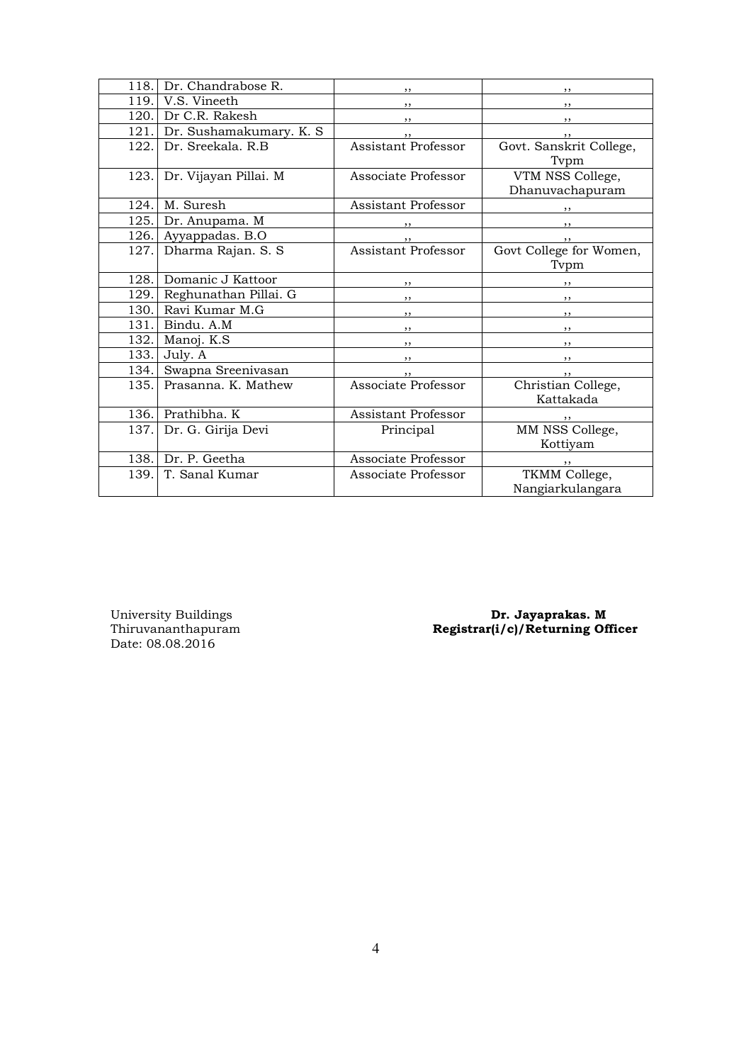| 118. | Dr. Chandrabose R. | ,, | ,, |
|---|---|---|---|
| 119. | V.S. Vineeth | ,, | ,, |
| 120. | Dr C.R. Rakesh | ,, | ,, |
| 121. | Dr. Sushamakumary. K. S | ,, | ,, |
| 122. | Dr. Sreekala. R.B | Assistant Professor | Govt. Sanskrit College, Tvpm |
| 123. | Dr. Vijayan Pillai. M | Associate Professor | VTM NSS College, Dhanuvachapuram |
| 124. | M. Suresh | Assistant Professor | ,, |
| 125. | Dr. Anupama. M | ,, | ,, |
| 126. | Ayyappadas. B.O | ,, | ,, |
| 127. | Dharma Rajan. S. S | Assistant Professor | Govt College for Women, Tvpm |
| 128. | Domanic J Kattoor | ,, | ,, |
| 129. | Reghunathan Pillai. G | ,, | ,, |
| 130. | Ravi Kumar M.G | ,, | ,, |
| 131. | Bindu. A.M | ,, | ,, |
| 132. | Manoj. K.S | ,, | ,, |
| 133. | July. A | ,, | ,, |
| 134. | Swapna Sreenivasan | ,, | ,, |
| 135. | Prasanna. K. Mathew | Associate Professor | Christian College, Kattakada |
| 136. | Prathibha. K | Assistant Professor | ,, |
| 137. | Dr. G. Girija Devi | Principal | MM NSS College, Kottiyam |
| 138. | Dr. P. Geetha | Associate Professor | ,, |
| 139. | T. Sanal Kumar | Associate Professor | TKMM College, Nangiarkulangara |

University Buildings
Thiruvananthapuram
Date: 08.08.2016

**Dr. Jayaprakas. M**
**Registrar(i/c)/Returning Officer**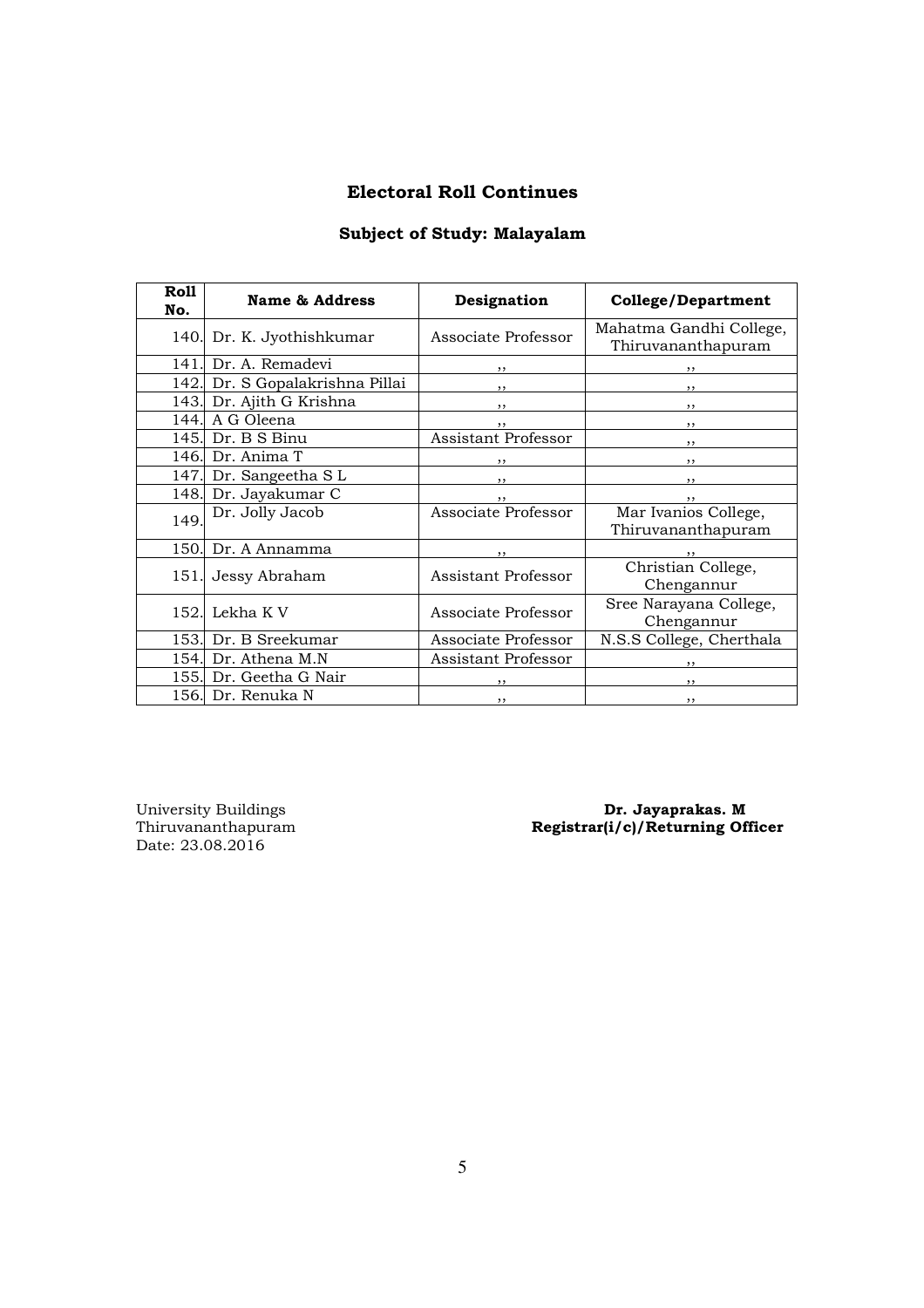## Electoral Roll Continues

### Subject of Study: Malayalam

| Roll No. | Name & Address | Designation | College/Department |
|---|---|---|---|
| 140. | Dr. K. Jyothishkumar | Associate Professor | Mahatma Gandhi College, Thiruvananthapuram |
| 141. | Dr. A. Remadevi | ,, | ,, |
| 142. | Dr. S Gopalakrishna Pillai | ,, | ,, |
| 143. | Dr. Ajith G Krishna | ,, | ,, |
| 144. | A G Oleena | ,, | ,, |
| 145. | Dr. B S Binu | Assistant Professor | ,, |
| 146. | Dr. Anima T | ,, | ,, |
| 147. | Dr. Sangeetha S L | ,, | ,, |
| 148. | Dr. Jayakumar C | ,, | ,, |
| 149. | Dr. Jolly Jacob | Associate Professor | Mar Ivanios College, Thiruvananthapuram |
| 150. | Dr. A Annamma | ,, | ,, |
| 151. | Jessy Abraham | Assistant Professor | Christian College, Chengannur |
| 152. | Lekha K V | Associate Professor | Sree Narayana College, Chengannur |
| 153. | Dr. B Sreekumar | Associate Professor | N.S.S College, Cherthala |
| 154. | Dr. Athena M.N | Assistant Professor | ,, |
| 155. | Dr. Geetha G Nair | ,, | ,, |
| 156. | Dr. Renuka N | ,, | ,, |

University Buildings
Thiruvananthapuram
Date: 23.08.2016

**Dr. Jayaprakas. M**
**Registrar(i/c)/Returning Officer**